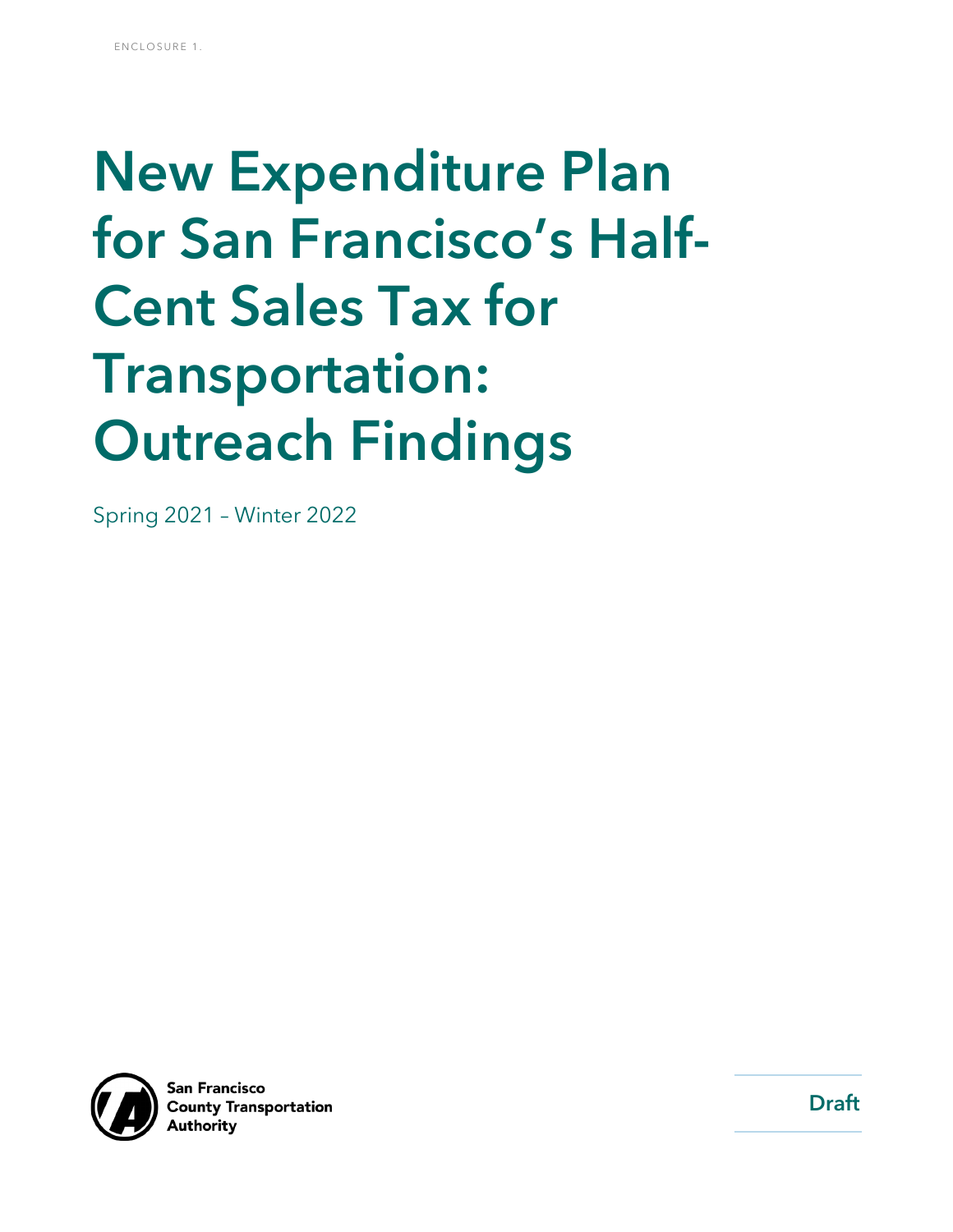ENCLOSURE 1.

# New Expenditure Plan for San Francisco's Half-Cent Sales Tax for Transportation: Outreach Findings

Spring 2021 – Winter 2022

San Francisco County Transportation Authority

Draft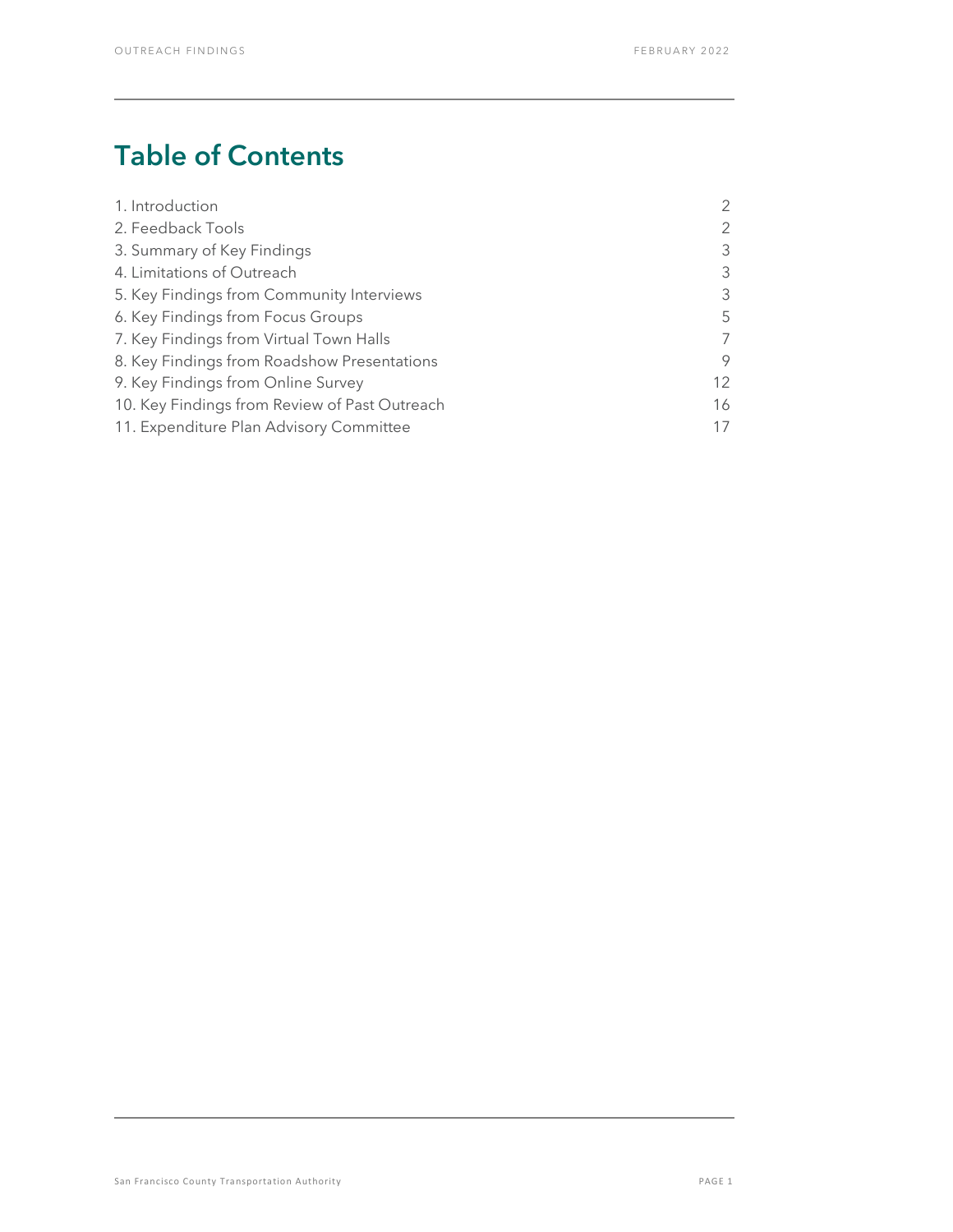# Table of Contents

| | |
|---|---|
| 1. Introduction | 2 |
| 2. Feedback Tools | 2 |
| 3. Summary of Key Findings | 3 |
| 4. Limitations of Outreach | 3 |
| 5. Key Findings from Community Interviews | 3 |
| 6. Key Findings from Focus Groups | 5 |
| 7. Key Findings from Virtual Town Halls | 7 |
| 8. Key Findings from Roadshow Presentations | 9 |
| 9. Key Findings from Online Survey | 12 |
| 10. Key Findings from Review of Past Outreach | 16 |
| 11. Expenditure Plan Advisory Committee | 17 |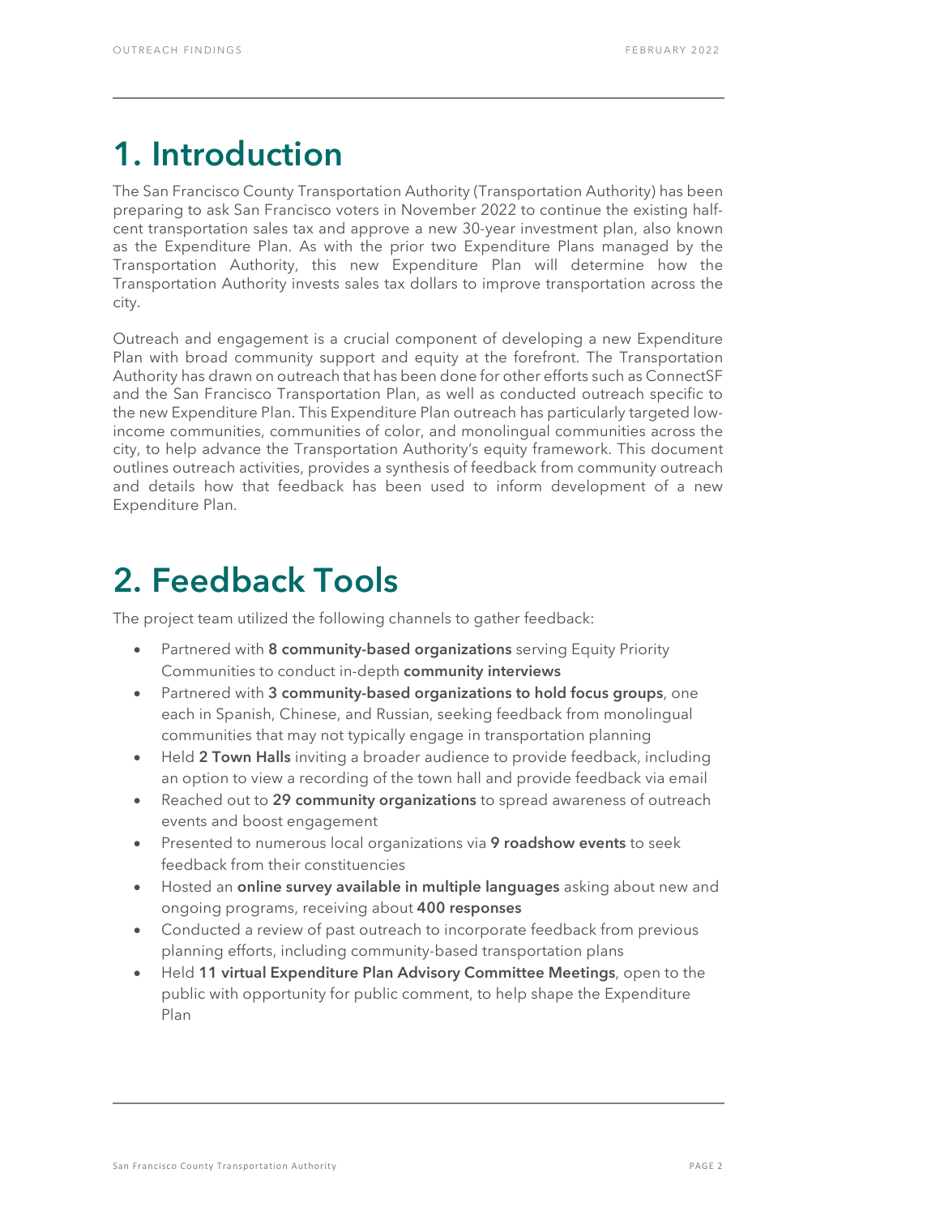# 1. Introduction

The San Francisco County Transportation Authority (Transportation Authority) has been preparing to ask San Francisco voters in November 2022 to continue the existing half-cent transportation sales tax and approve a new 30-year investment plan, also known as the Expenditure Plan. As with the prior two Expenditure Plans managed by the Transportation Authority, this new Expenditure Plan will determine how the Transportation Authority invests sales tax dollars to improve transportation across the city.

Outreach and engagement is a crucial component of developing a new Expenditure Plan with broad community support and equity at the forefront. The Transportation Authority has drawn on outreach that has been done for other efforts such as ConnectSF and the San Francisco Transportation Plan, as well as conducted outreach specific to the new Expenditure Plan. This Expenditure Plan outreach has particularly targeted low-income communities, communities of color, and monolingual communities across the city, to help advance the Transportation Authority's equity framework. This document outlines outreach activities, provides a synthesis of feedback from community outreach and details how that feedback has been used to inform development of a new Expenditure Plan.

# 2. Feedback Tools

The project team utilized the following channels to gather feedback:

- Partnered with **8 community-based organizations** serving Equity Priority Communities to conduct in-depth **community interviews**
- Partnered with **3 community-based organizations to hold focus groups**, one each in Spanish, Chinese, and Russian, seeking feedback from monolingual communities that may not typically engage in transportation planning
- Held **2 Town Halls** inviting a broader audience to provide feedback, including an option to view a recording of the town hall and provide feedback via email
- Reached out to **29 community organizations** to spread awareness of outreach events and boost engagement
- Presented to numerous local organizations via **9 roadshow events** to seek feedback from their constituencies
- Hosted an **online survey available in multiple languages** asking about new and ongoing programs, receiving about **400 responses**
- Conducted a review of past outreach to incorporate feedback from previous planning efforts, including community-based transportation plans
- Held **11 virtual Expenditure Plan Advisory Committee Meetings**, open to the public with opportunity for public comment, to help shape the Expenditure Plan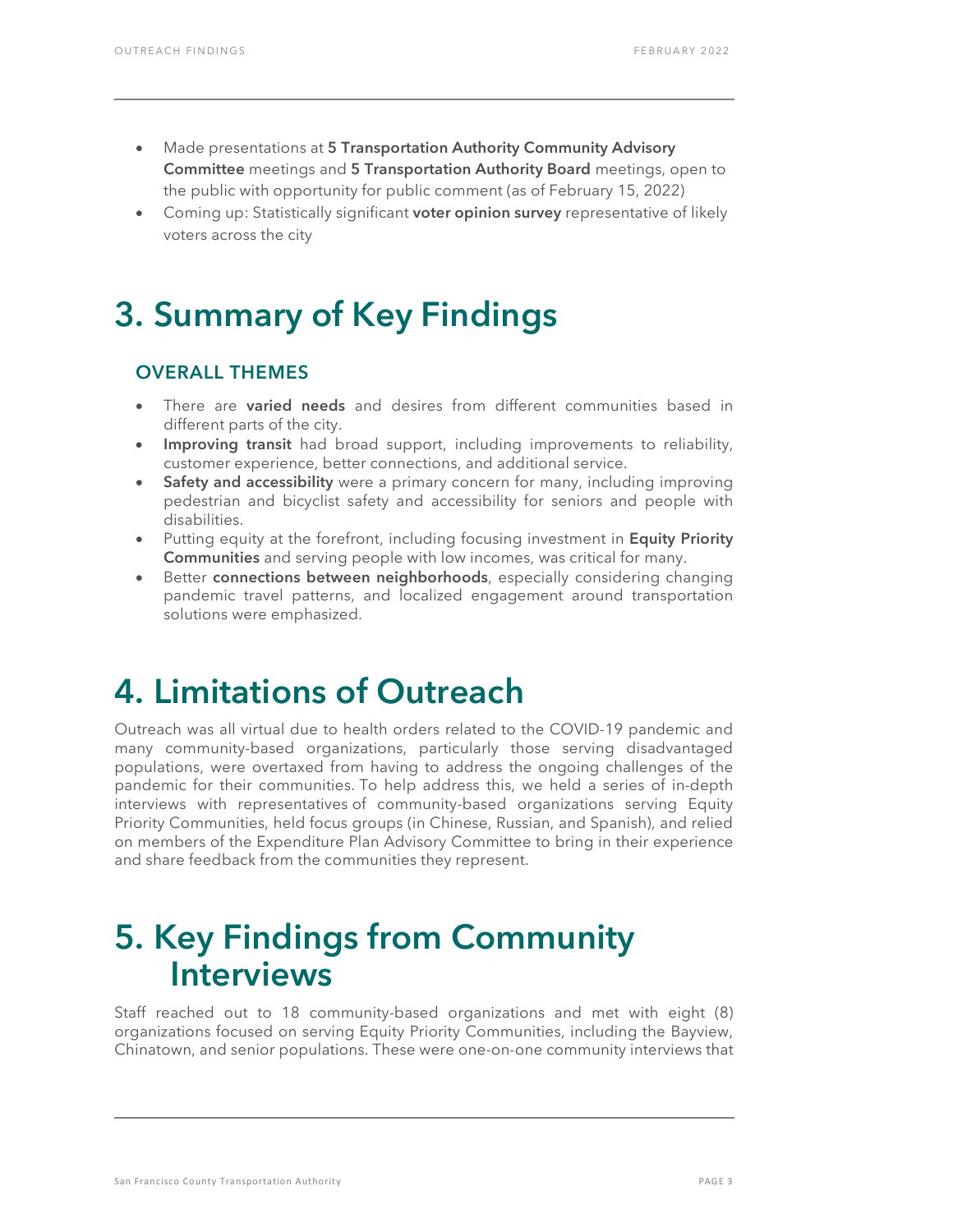- Made presentations at **5 Transportation Authority Community Advisory Committee** meetings and **5 Transportation Authority Board** meetings, open to the public with opportunity for public comment (as of February 15, 2022)
- Coming up: Statistically significant **voter opinion survey** representative of likely voters across the city

# 3. Summary of Key Findings

### OVERALL THEMES

- There are **varied needs** and desires from different communities based in different parts of the city.
- **Improving transit** had broad support, including improvements to reliability, customer experience, better connections, and additional service.
- **Safety and accessibility** were a primary concern for many, including improving pedestrian and bicyclist safety and accessibility for seniors and people with disabilities.
- Putting equity at the forefront, including focusing investment in **Equity Priority Communities** and serving people with low incomes, was critical for many.
- Better **connections between neighborhoods**, especially considering changing pandemic travel patterns, and localized engagement around transportation solutions were emphasized.

# 4. Limitations of Outreach

Outreach was all virtual due to health orders related to the COVID-19 pandemic and many community-based organizations, particularly those serving disadvantaged populations, were overtaxed from having to address the ongoing challenges of the pandemic for their communities. To help address this, we held a series of in-depth interviews with representatives of community-based organizations serving Equity Priority Communities, held focus groups (in Chinese, Russian, and Spanish), and relied on members of the Expenditure Plan Advisory Committee to bring in their experience and share feedback from the communities they represent.

# 5. Key Findings from Community Interviews

Staff reached out to 18 community-based organizations and met with eight (8) organizations focused on serving Equity Priority Communities, including the Bayview, Chinatown, and senior populations. These were one-on-one community interviews that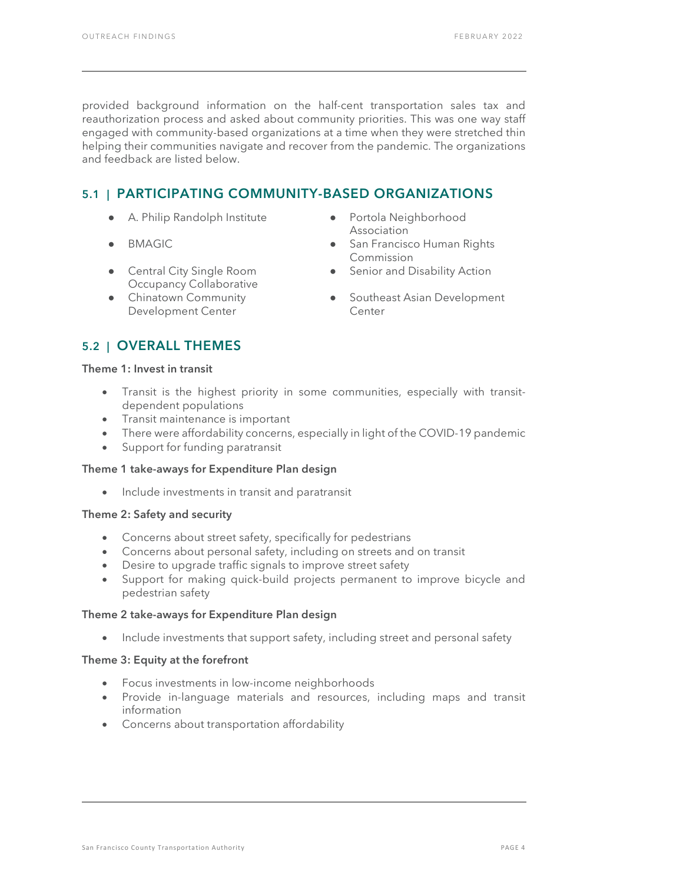provided background information on the half-cent transportation sales tax and reauthorization process and asked about community priorities. This was one way staff engaged with community-based organizations at a time when they were stretched thin helping their communities navigate and recover from the pandemic. The organizations and feedback are listed below.

## 5.1 | PARTICIPATING COMMUNITY-BASED ORGANIZATIONS

- A. Philip Randolph Institute
- BMAGIC
- Central City Single Room Occupancy Collaborative
- Chinatown Community Development Center
- Portola Neighborhood Association
- San Francisco Human Rights Commission
- Senior and Disability Action
- Southeast Asian Development Center

## 5.2 | OVERALL THEMES

**Theme 1: Invest in transit**

- Transit is the highest priority in some communities, especially with transit-dependent populations
- Transit maintenance is important
- There were affordability concerns, especially in light of the COVID-19 pandemic
- Support for funding paratransit

**Theme 1 take-aways for Expenditure Plan design**

- Include investments in transit and paratransit

**Theme 2: Safety and security**

- Concerns about street safety, specifically for pedestrians
- Concerns about personal safety, including on streets and on transit
- Desire to upgrade traffic signals to improve street safety
- Support for making quick-build projects permanent to improve bicycle and pedestrian safety

**Theme 2 take-aways for Expenditure Plan design**

- Include investments that support safety, including street and personal safety

**Theme 3: Equity at the forefront**

- Focus investments in low-income neighborhoods
- Provide in-language materials and resources, including maps and transit information
- Concerns about transportation affordability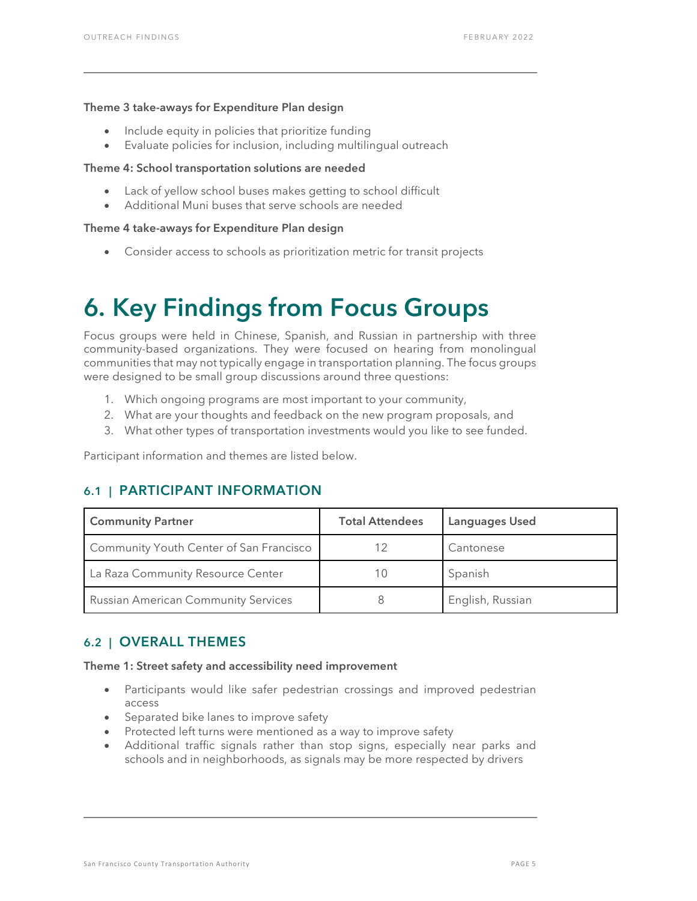**Theme 3 take-aways for Expenditure Plan design**

- Include equity in policies that prioritize funding
- Evaluate policies for inclusion, including multilingual outreach

**Theme 4: School transportation solutions are needed**

- Lack of yellow school buses makes getting to school difficult
- Additional Muni buses that serve schools are needed

**Theme 4 take-aways for Expenditure Plan design**

- Consider access to schools as prioritization metric for transit projects

# 6. Key Findings from Focus Groups

Focus groups were held in Chinese, Spanish, and Russian in partnership with three community-based organizations. They were focused on hearing from monolingual communities that may not typically engage in transportation planning. The focus groups were designed to be small group discussions around three questions:

1. Which ongoing programs are most important to your community,
2. What are your thoughts and feedback on the new program proposals, and
3. What other types of transportation investments would you like to see funded.

Participant information and themes are listed below.

## 6.1 | PARTICIPANT INFORMATION

| Community Partner | Total Attendees | Languages Used |
|---|---|---|
| Community Youth Center of San Francisco | 12 | Cantonese |
| La Raza Community Resource Center | 10 | Spanish |
| Russian American Community Services | 8 | English, Russian |

## 6.2 | OVERALL THEMES

**Theme 1: Street safety and accessibility need improvement**

- Participants would like safer pedestrian crossings and improved pedestrian access
- Separated bike lanes to improve safety
- Protected left turns were mentioned as a way to improve safety
- Additional traffic signals rather than stop signs, especially near parks and schools and in neighborhoods, as signals may be more respected by drivers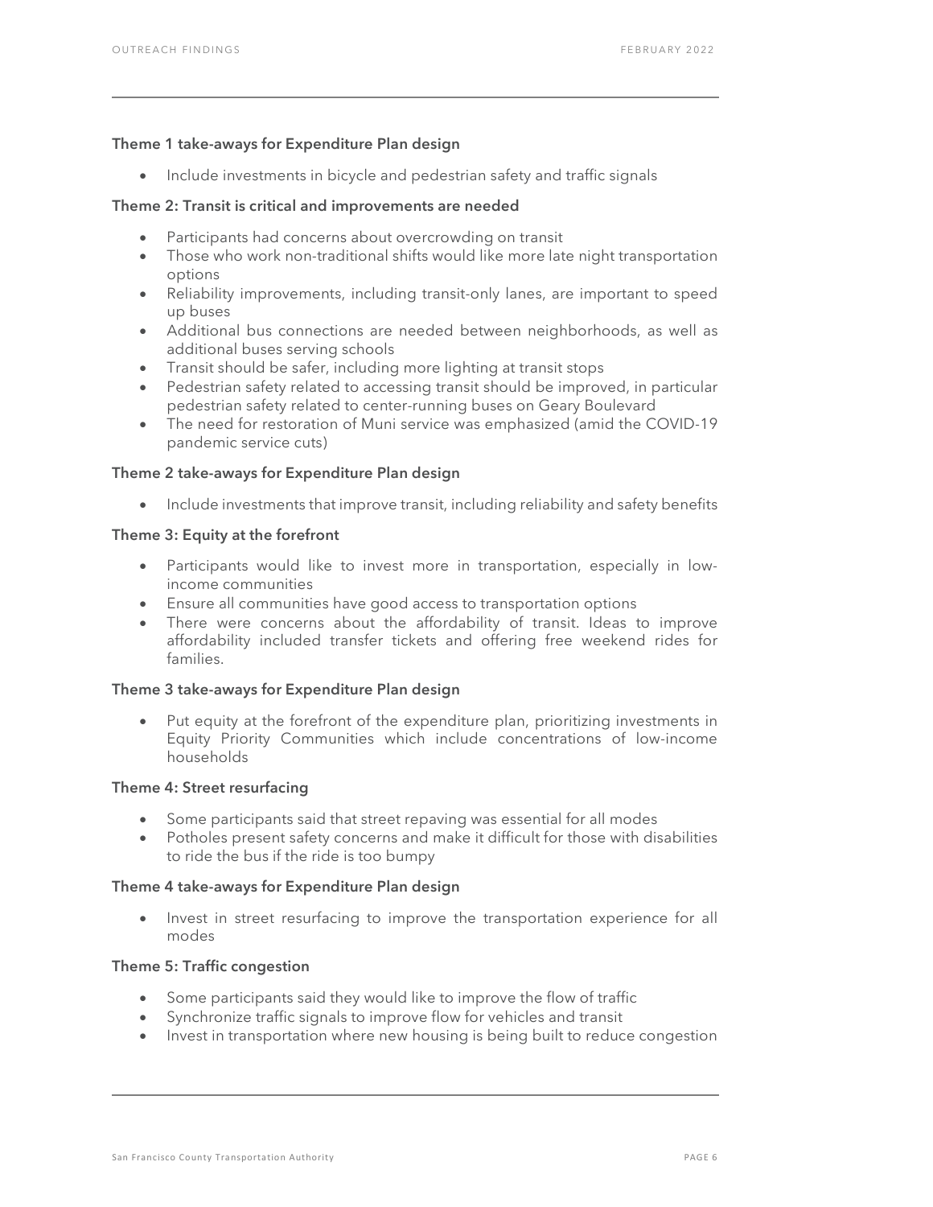### Theme 1 take-aways for Expenditure Plan design

- Include investments in bicycle and pedestrian safety and traffic signals

### Theme 2: Transit is critical and improvements are needed

- Participants had concerns about overcrowding on transit
- Those who work non-traditional shifts would like more late night transportation options
- Reliability improvements, including transit-only lanes, are important to speed up buses
- Additional bus connections are needed between neighborhoods, as well as additional buses serving schools
- Transit should be safer, including more lighting at transit stops
- Pedestrian safety related to accessing transit should be improved, in particular pedestrian safety related to center-running buses on Geary Boulevard
- The need for restoration of Muni service was emphasized (amid the COVID-19 pandemic service cuts)

### Theme 2 take-aways for Expenditure Plan design

- Include investments that improve transit, including reliability and safety benefits

### Theme 3: Equity at the forefront

- Participants would like to invest more in transportation, especially in low-income communities
- Ensure all communities have good access to transportation options
- There were concerns about the affordability of transit. Ideas to improve affordability included transfer tickets and offering free weekend rides for families.

### Theme 3 take-aways for Expenditure Plan design

- Put equity at the forefront of the expenditure plan, prioritizing investments in Equity Priority Communities which include concentrations of low-income households

### Theme 4: Street resurfacing

- Some participants said that street repaving was essential for all modes
- Potholes present safety concerns and make it difficult for those with disabilities to ride the bus if the ride is too bumpy

### Theme 4 take-aways for Expenditure Plan design

- Invest in street resurfacing to improve the transportation experience for all modes

### Theme 5: Traffic congestion

- Some participants said they would like to improve the flow of traffic
- Synchronize traffic signals to improve flow for vehicles and transit
- Invest in transportation where new housing is being built to reduce congestion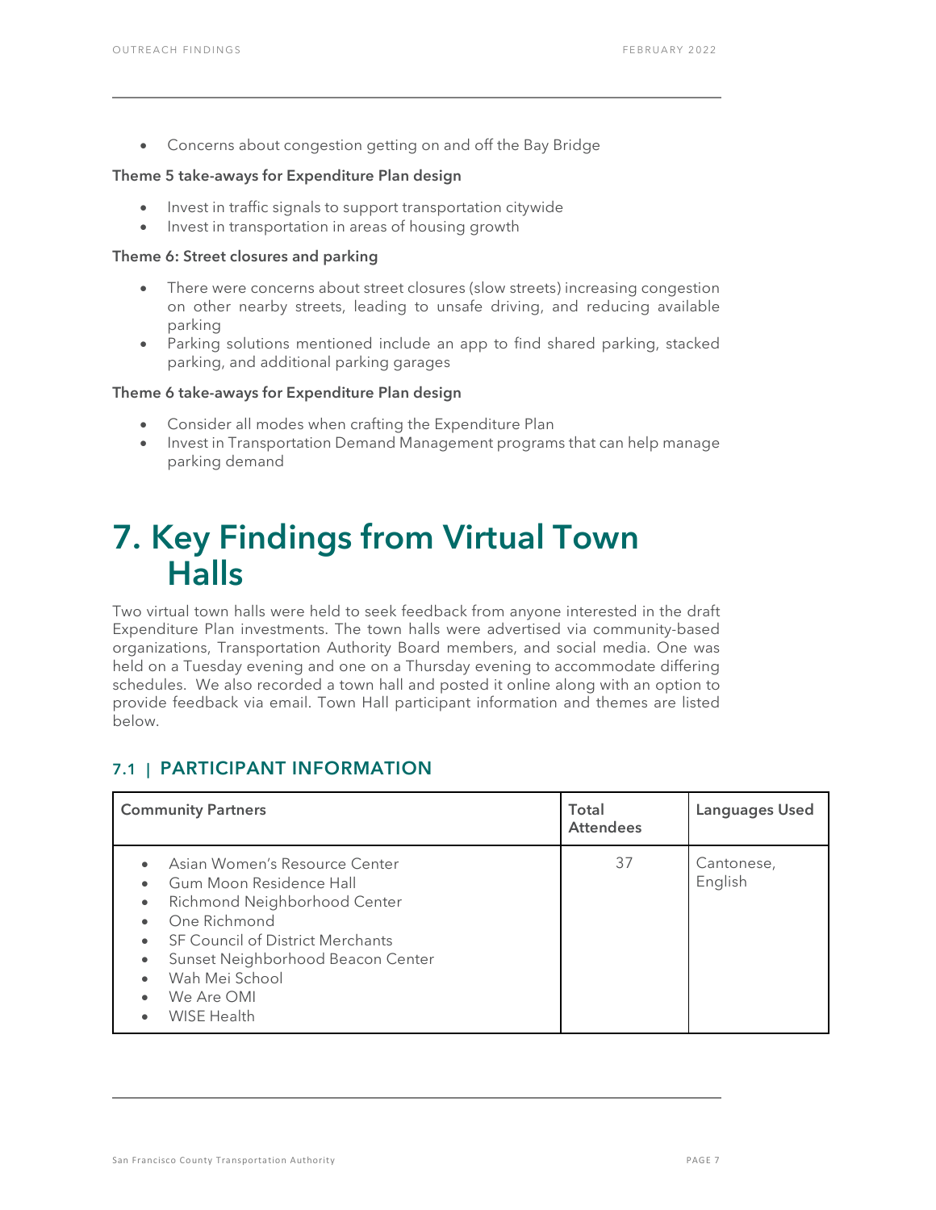- Concerns about congestion getting on and off the Bay Bridge

**Theme 5 take-aways for Expenditure Plan design**

- Invest in traffic signals to support transportation citywide
- Invest in transportation in areas of housing growth

**Theme 6: Street closures and parking**

- There were concerns about street closures (slow streets) increasing congestion on other nearby streets, leading to unsafe driving, and reducing available parking
- Parking solutions mentioned include an app to find shared parking, stacked parking, and additional parking garages

**Theme 6 take-aways for Expenditure Plan design**

- Consider all modes when crafting the Expenditure Plan
- Invest in Transportation Demand Management programs that can help manage parking demand

# 7. Key Findings from Virtual Town Halls

Two virtual town halls were held to seek feedback from anyone interested in the draft Expenditure Plan investments. The town halls were advertised via community-based organizations, Transportation Authority Board members, and social media. One was held on a Tuesday evening and one on a Thursday evening to accommodate differing schedules. We also recorded a town hall and posted it online along with an option to provide feedback via email. Town Hall participant information and themes are listed below.

## 7.1 | PARTICIPANT INFORMATION

| Community Partners | Total Attendees | Languages Used |
|---|---|---|
| • Asian Women's Resource Center<br>• Gum Moon Residence Hall<br>• Richmond Neighborhood Center<br>• One Richmond<br>• SF Council of District Merchants<br>• Sunset Neighborhood Beacon Center<br>• Wah Mei School<br>• We Are OMI<br>• WISE Health | 37 | Cantonese, English |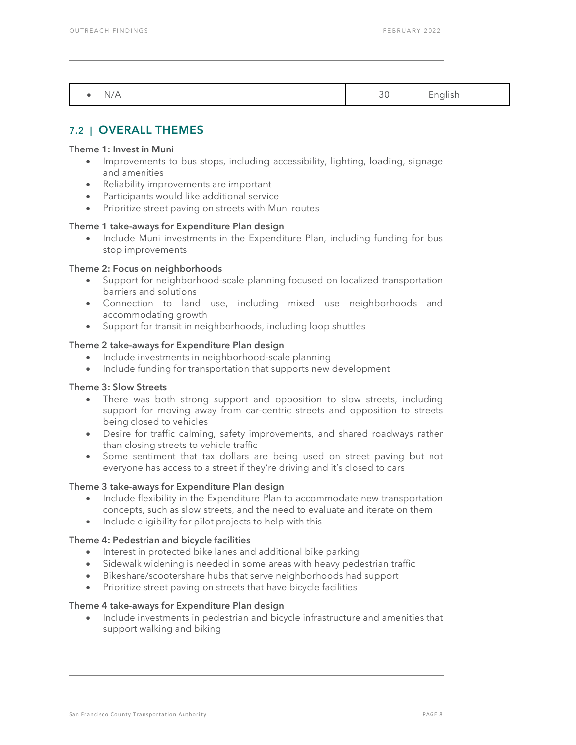| • N/A | 30 | English |
|---|---|---|

## 7.2 | OVERALL THEMES

**Theme 1: Invest in Muni**

- Improvements to bus stops, including accessibility, lighting, loading, signage and amenities
- Reliability improvements are important
- Participants would like additional service
- Prioritize street paving on streets with Muni routes

**Theme 1 take-aways for Expenditure Plan design**

- Include Muni investments in the Expenditure Plan, including funding for bus stop improvements

**Theme 2: Focus on neighborhoods**

- Support for neighborhood-scale planning focused on localized transportation barriers and solutions
- Connection to land use, including mixed use neighborhoods and accommodating growth
- Support for transit in neighborhoods, including loop shuttles

**Theme 2 take-aways for Expenditure Plan design**

- Include investments in neighborhood-scale planning
- Include funding for transportation that supports new development

**Theme 3: Slow Streets**

- There was both strong support and opposition to slow streets, including support for moving away from car-centric streets and opposition to streets being closed to vehicles
- Desire for traffic calming, safety improvements, and shared roadways rather than closing streets to vehicle traffic
- Some sentiment that tax dollars are being used on street paving but not everyone has access to a street if they're driving and it's closed to cars

**Theme 3 take-aways for Expenditure Plan design**

- Include flexibility in the Expenditure Plan to accommodate new transportation concepts, such as slow streets, and the need to evaluate and iterate on them
- Include eligibility for pilot projects to help with this

**Theme 4: Pedestrian and bicycle facilities**

- Interest in protected bike lanes and additional bike parking
- Sidewalk widening is needed in some areas with heavy pedestrian traffic
- Bikeshare/scootershare hubs that serve neighborhoods had support
- Prioritize street paving on streets that have bicycle facilities

**Theme 4 take-aways for Expenditure Plan design**

- Include investments in pedestrian and bicycle infrastructure and amenities that support walking and biking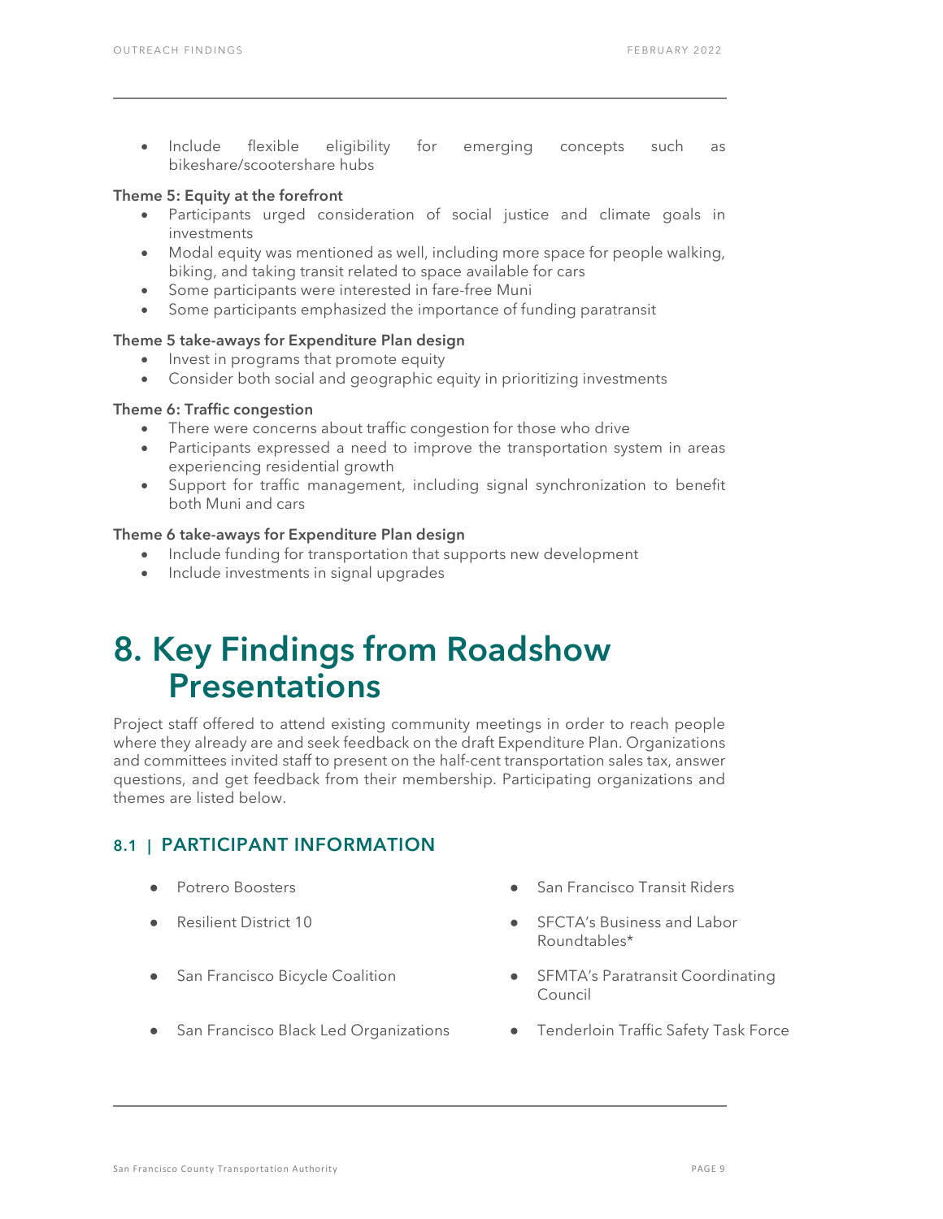- Include flexible eligibility for emerging concepts such as bikeshare/scootershare hubs

**Theme 5: Equity at the forefront**

- Participants urged consideration of social justice and climate goals in investments
- Modal equity was mentioned as well, including more space for people walking, biking, and taking transit related to space available for cars
- Some participants were interested in fare-free Muni
- Some participants emphasized the importance of funding paratransit

**Theme 5 take-aways for Expenditure Plan design**

- Invest in programs that promote equity
- Consider both social and geographic equity in prioritizing investments

**Theme 6: Traffic congestion**

- There were concerns about traffic congestion for those who drive
- Participants expressed a need to improve the transportation system in areas experiencing residential growth
- Support for traffic management, including signal synchronization to benefit both Muni and cars

**Theme 6 take-aways for Expenditure Plan design**

- Include funding for transportation that supports new development
- Include investments in signal upgrades

# 8. Key Findings from Roadshow Presentations

Project staff offered to attend existing community meetings in order to reach people where they already are and seek feedback on the draft Expenditure Plan. Organizations and committees invited staff to present on the half-cent transportation sales tax, answer questions, and get feedback from their membership. Participating organizations and themes are listed below.

## 8.1 | PARTICIPANT INFORMATION

- Potrero Boosters
- Resilient District 10
- San Francisco Bicycle Coalition
- San Francisco Black Led Organizations
- San Francisco Transit Riders
- SFCTA's Business and Labor Roundtables*
- SFMTA's Paratransit Coordinating Council
- Tenderloin Traffic Safety Task Force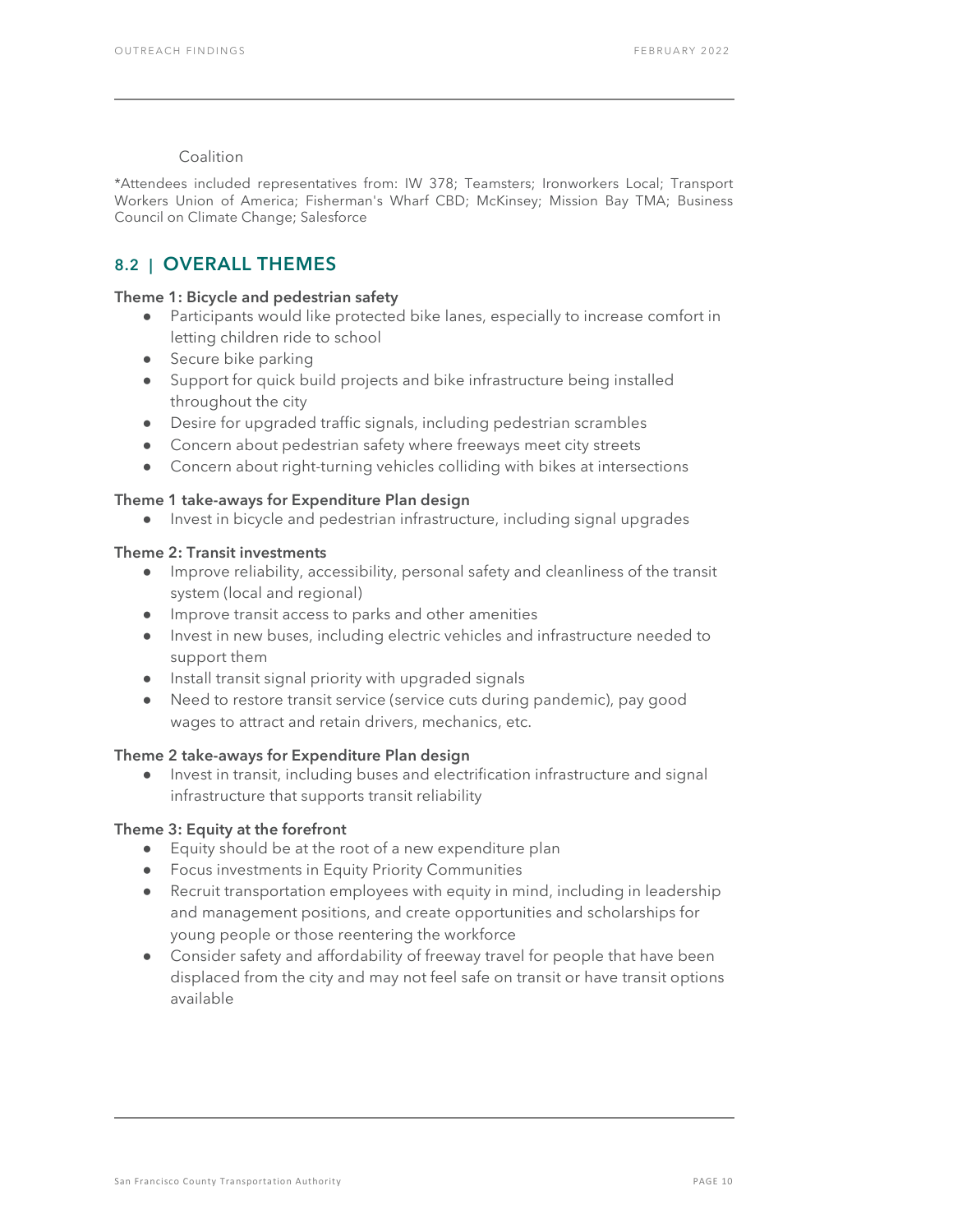Coalition

*Attendees included representatives from: IW 378; Teamsters; Ironworkers Local; Transport Workers Union of America; Fisherman's Wharf CBD; McKinsey; Mission Bay TMA; Business Council on Climate Change; Salesforce

## 8.2 | OVERALL THEMES

**Theme 1: Bicycle and pedestrian safety**

- Participants would like protected bike lanes, especially to increase comfort in letting children ride to school
- Secure bike parking
- Support for quick build projects and bike infrastructure being installed throughout the city
- Desire for upgraded traffic signals, including pedestrian scrambles
- Concern about pedestrian safety where freeways meet city streets
- Concern about right-turning vehicles colliding with bikes at intersections

**Theme 1 take-aways for Expenditure Plan design**

- Invest in bicycle and pedestrian infrastructure, including signal upgrades

**Theme 2: Transit investments**

- Improve reliability, accessibility, personal safety and cleanliness of the transit system (local and regional)
- Improve transit access to parks and other amenities
- Invest in new buses, including electric vehicles and infrastructure needed to support them
- Install transit signal priority with upgraded signals
- Need to restore transit service (service cuts during pandemic), pay good wages to attract and retain drivers, mechanics, etc.

**Theme 2 take-aways for Expenditure Plan design**

- Invest in transit, including buses and electrification infrastructure and signal infrastructure that supports transit reliability

**Theme 3: Equity at the forefront**

- Equity should be at the root of a new expenditure plan
- Focus investments in Equity Priority Communities
- Recruit transportation employees with equity in mind, including in leadership and management positions, and create opportunities and scholarships for young people or those reentering the workforce
- Consider safety and affordability of freeway travel for people that have been displaced from the city and may not feel safe on transit or have transit options available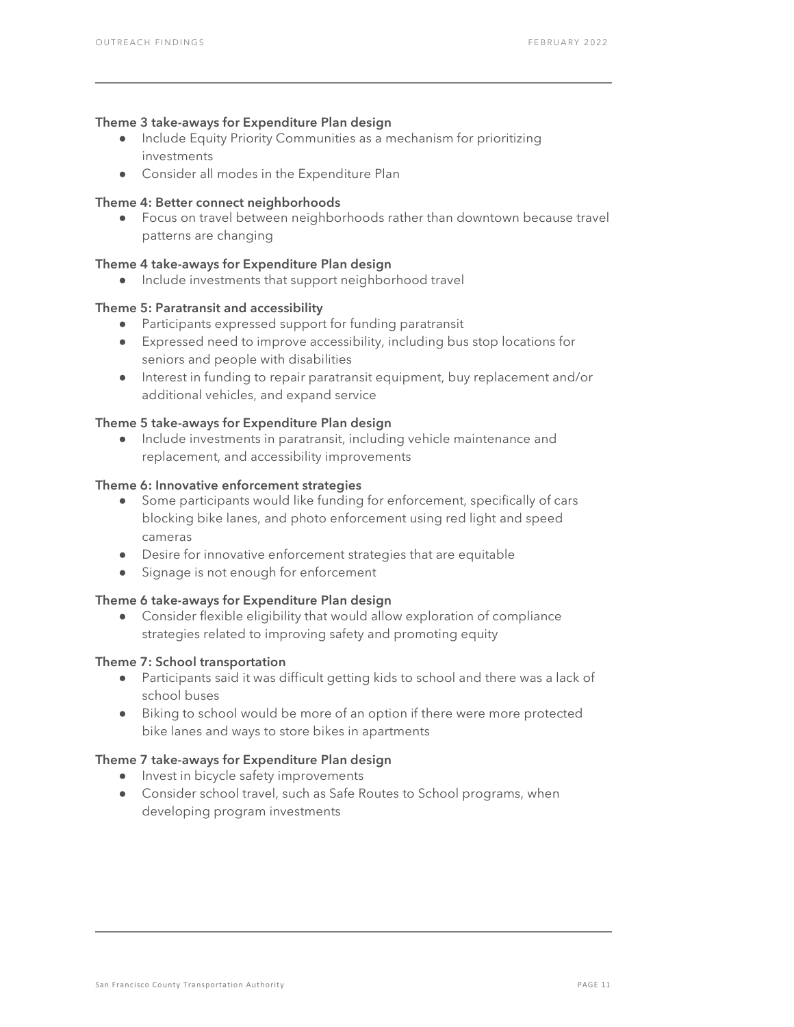**Theme 3 take-aways for Expenditure Plan design**

- Include Equity Priority Communities as a mechanism for prioritizing investments
- Consider all modes in the Expenditure Plan

**Theme 4: Better connect neighborhoods**

- Focus on travel between neighborhoods rather than downtown because travel patterns are changing

**Theme 4 take-aways for Expenditure Plan design**

- Include investments that support neighborhood travel

**Theme 5: Paratransit and accessibility**

- Participants expressed support for funding paratransit
- Expressed need to improve accessibility, including bus stop locations for seniors and people with disabilities
- Interest in funding to repair paratransit equipment, buy replacement and/or additional vehicles, and expand service

**Theme 5 take-aways for Expenditure Plan design**

- Include investments in paratransit, including vehicle maintenance and replacement, and accessibility improvements

**Theme 6: Innovative enforcement strategies**

- Some participants would like funding for enforcement, specifically of cars blocking bike lanes, and photo enforcement using red light and speed cameras
- Desire for innovative enforcement strategies that are equitable
- Signage is not enough for enforcement

**Theme 6 take-aways for Expenditure Plan design**

- Consider flexible eligibility that would allow exploration of compliance strategies related to improving safety and promoting equity

**Theme 7: School transportation**

- Participants said it was difficult getting kids to school and there was a lack of school buses
- Biking to school would be more of an option if there were more protected bike lanes and ways to store bikes in apartments

**Theme 7 take-aways for Expenditure Plan design**

- Invest in bicycle safety improvements
- Consider school travel, such as Safe Routes to School programs, when developing program investments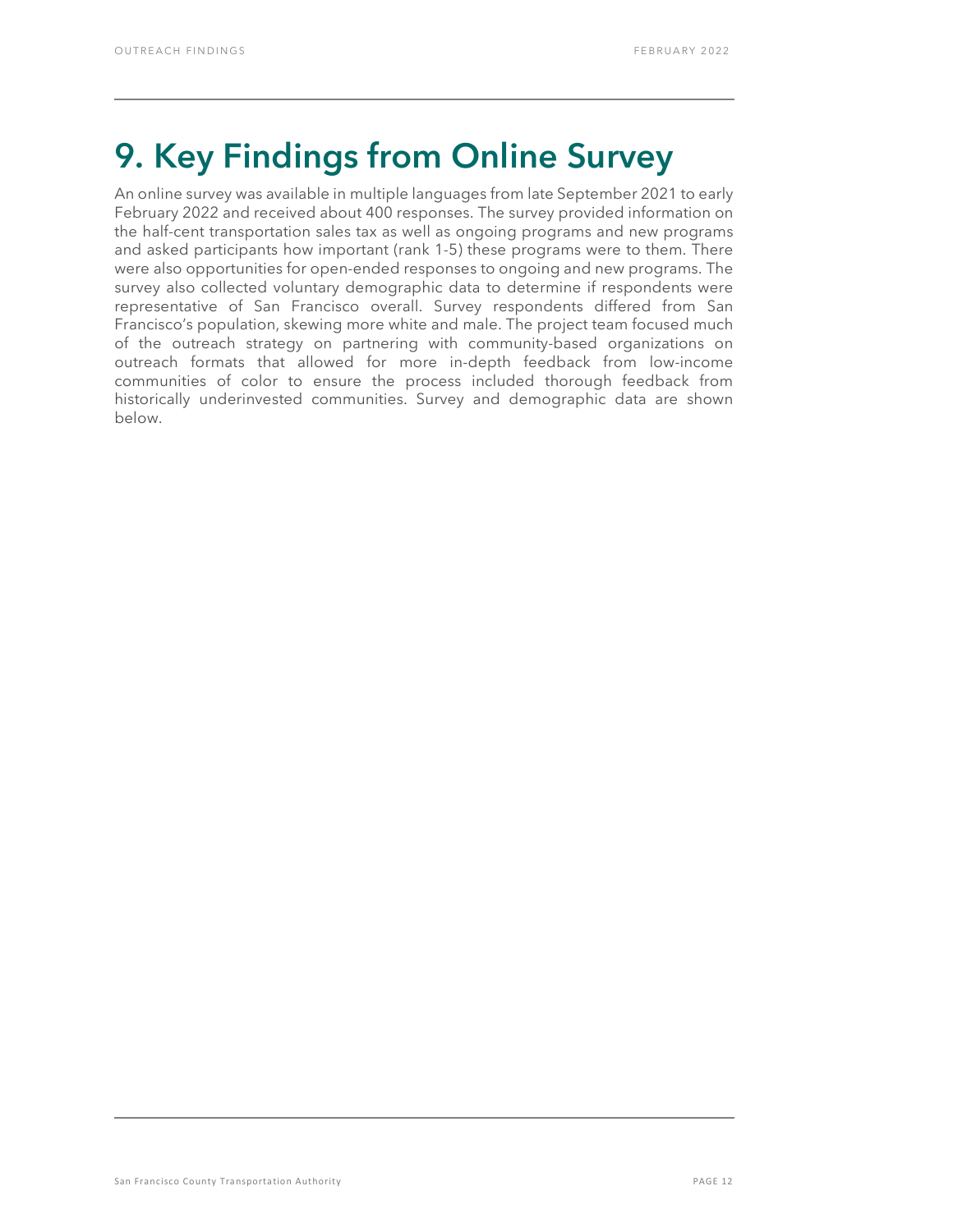# 9. Key Findings from Online Survey

An online survey was available in multiple languages from late September 2021 to early February 2022 and received about 400 responses. The survey provided information on the half-cent transportation sales tax as well as ongoing programs and new programs and asked participants how important (rank 1-5) these programs were to them. There were also opportunities for open-ended responses to ongoing and new programs. The survey also collected voluntary demographic data to determine if respondents were representative of San Francisco overall. Survey respondents differed from San Francisco's population, skewing more white and male. The project team focused much of the outreach strategy on partnering with community-based organizations on outreach formats that allowed for more in-depth feedback from low-income communities of color to ensure the process included thorough feedback from historically underinvested communities. Survey and demographic data are shown below.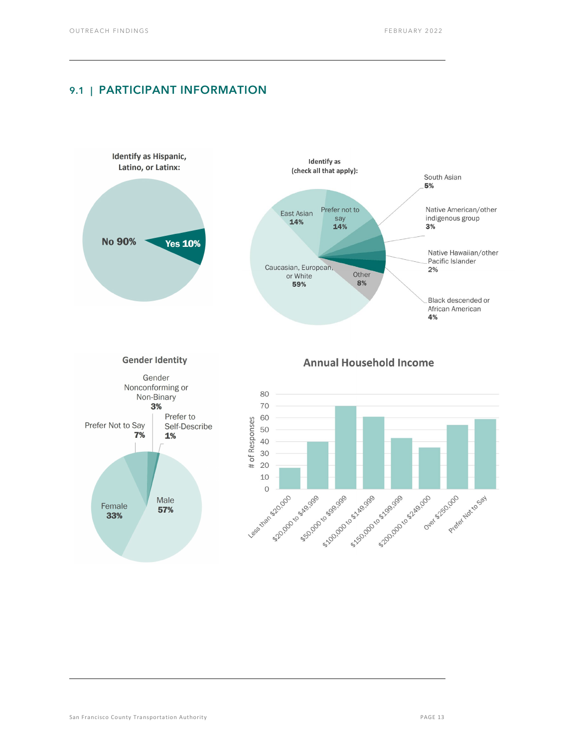## 9.1 | PARTICIPANT INFORMATION

**Identify as Hispanic, Latino, or Latinx:**

No 90%

Yes 10%

**Identify as (check all that apply):**

East Asian 14%

Prefer not to say 14%

South Asian 5%

Native American/other indigenous group 3%

Native Hawaiian/other Pacific Islander 2%

Black descended or African American 4%

Other 8%

Caucasian, European, or White 59%

**Gender Identity**

Gender Nonconforming or Non-Binary 3%

Prefer to Self-Describe 1%

Prefer Not to Say 7%

Female 33%

Male 57%

**Annual Household Income**

| Annual Household Income | # of Responses |
|---|---|
| Less than $20,000 | 18 |
| $20,000 to $49,999 | 40 |
| $50,000 to $99,999 | 70 |
| $100,000 to $149,999 | 61 |
| $150,000 to $199,999 | 43 |
| $200,000 to $249,000 | 35 |
| Over $250,000 | 54 |
| Prefer Not to Say | 59 |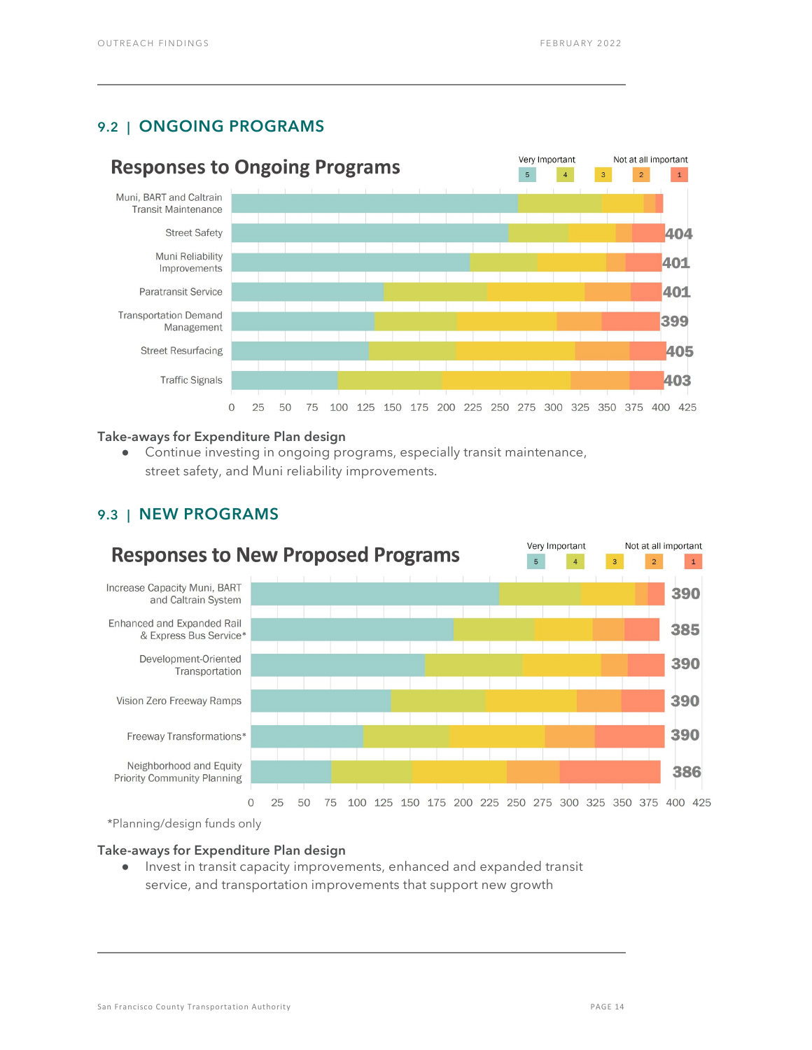## 9.2 | ONGOING PROGRAMS

**Responses to Ongoing Programs**

Very Important 5 4 3 2 1 Not at all important

| Program | Total responses |
|---|---|
| Muni, BART and Caltrain Transit Maintenance | |
| Street Safety | 404 |
| Muni Reliability Improvements | 401 |
| Paratransit Service | 401 |
| Transportation Demand Management | 399 |
| Street Resurfacing | 405 |
| Traffic Signals | 403 |

0 25 50 75 100 125 150 175 200 225 250 275 300 325 350 375 400 425

**Take-aways for Expenditure Plan design**

- Continue investing in ongoing programs, especially transit maintenance, street safety, and Muni reliability improvements.

## 9.3 | NEW PROGRAMS

**Responses to New Proposed Programs**

Very Important 5 4 3 2 1 Not at all important

| Program | Total responses |
|---|---|
| Increase Capacity Muni, BART and Caltrain System | 390 |
| Enhanced and Expanded Rail & Express Bus Service* | 385 |
| Development-Oriented Transportation | 390 |
| Vision Zero Freeway Ramps | 390 |
| Freeway Transformations* | 390 |
| Neighborhood and Equity Priority Community Planning | 386 |

0 25 50 75 100 125 150 175 200 225 250 275 300 325 350 375 400 425

*Planning/design funds only

**Take-aways for Expenditure Plan design**

- Invest in transit capacity improvements, enhanced and expanded transit service, and transportation improvements that support new growth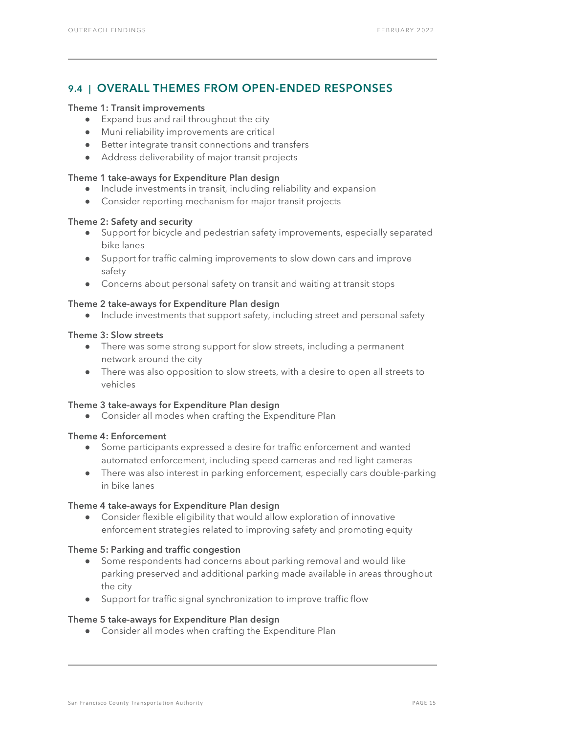## 9.4 | OVERALL THEMES FROM OPEN-ENDED RESPONSES

**Theme 1: Transit improvements**

- Expand bus and rail throughout the city
- Muni reliability improvements are critical
- Better integrate transit connections and transfers
- Address deliverability of major transit projects

**Theme 1 take-aways for Expenditure Plan design**

- Include investments in transit, including reliability and expansion
- Consider reporting mechanism for major transit projects

**Theme 2: Safety and security**

- Support for bicycle and pedestrian safety improvements, especially separated bike lanes
- Support for traffic calming improvements to slow down cars and improve safety
- Concerns about personal safety on transit and waiting at transit stops

**Theme 2 take-aways for Expenditure Plan design**

- Include investments that support safety, including street and personal safety

**Theme 3: Slow streets**

- There was some strong support for slow streets, including a permanent network around the city
- There was also opposition to slow streets, with a desire to open all streets to vehicles

**Theme 3 take-aways for Expenditure Plan design**

- Consider all modes when crafting the Expenditure Plan

**Theme 4: Enforcement**

- Some participants expressed a desire for traffic enforcement and wanted automated enforcement, including speed cameras and red light cameras
- There was also interest in parking enforcement, especially cars double-parking in bike lanes

**Theme 4 take-aways for Expenditure Plan design**

- Consider flexible eligibility that would allow exploration of innovative enforcement strategies related to improving safety and promoting equity

**Theme 5: Parking and traffic congestion**

- Some respondents had concerns about parking removal and would like parking preserved and additional parking made available in areas throughout the city
- Support for traffic signal synchronization to improve traffic flow

**Theme 5 take-aways for Expenditure Plan design**

- Consider all modes when crafting the Expenditure Plan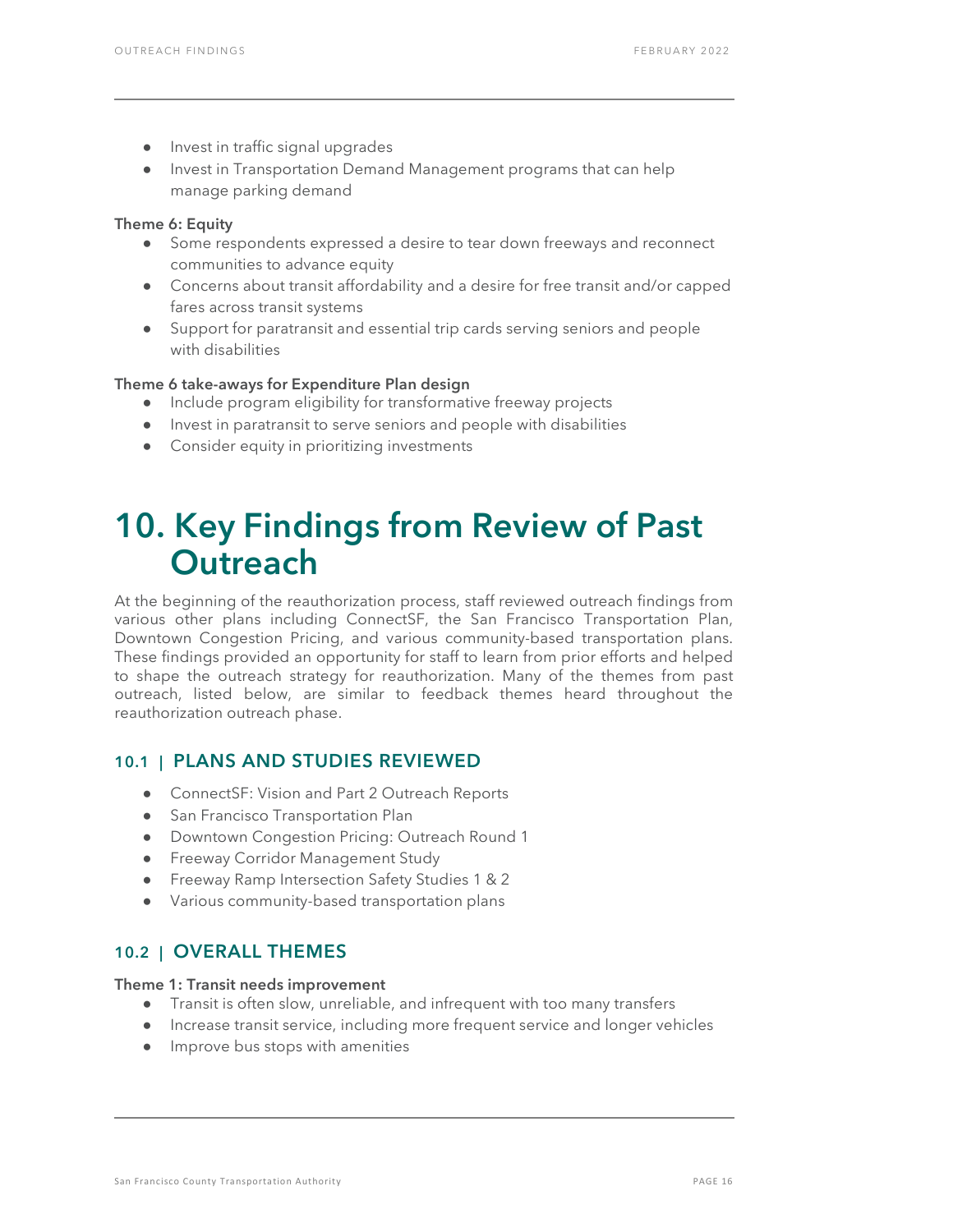- Invest in traffic signal upgrades
- Invest in Transportation Demand Management programs that can help manage parking demand

**Theme 6: Equity**

- Some respondents expressed a desire to tear down freeways and reconnect communities to advance equity
- Concerns about transit affordability and a desire for free transit and/or capped fares across transit systems
- Support for paratransit and essential trip cards serving seniors and people with disabilities

**Theme 6 take-aways for Expenditure Plan design**

- Include program eligibility for transformative freeway projects
- Invest in paratransit to serve seniors and people with disabilities
- Consider equity in prioritizing investments

# 10. Key Findings from Review of Past Outreach

At the beginning of the reauthorization process, staff reviewed outreach findings from various other plans including ConnectSF, the San Francisco Transportation Plan, Downtown Congestion Pricing, and various community-based transportation plans. These findings provided an opportunity for staff to learn from prior efforts and helped to shape the outreach strategy for reauthorization. Many of the themes from past outreach, listed below, are similar to feedback themes heard throughout the reauthorization outreach phase.

## 10.1 | PLANS AND STUDIES REVIEWED

- ConnectSF: Vision and Part 2 Outreach Reports
- San Francisco Transportation Plan
- Downtown Congestion Pricing: Outreach Round 1
- Freeway Corridor Management Study
- Freeway Ramp Intersection Safety Studies 1 & 2
- Various community-based transportation plans

## 10.2 | OVERALL THEMES

**Theme 1: Transit needs improvement**

- Transit is often slow, unreliable, and infrequent with too many transfers
- Increase transit service, including more frequent service and longer vehicles
- Improve bus stops with amenities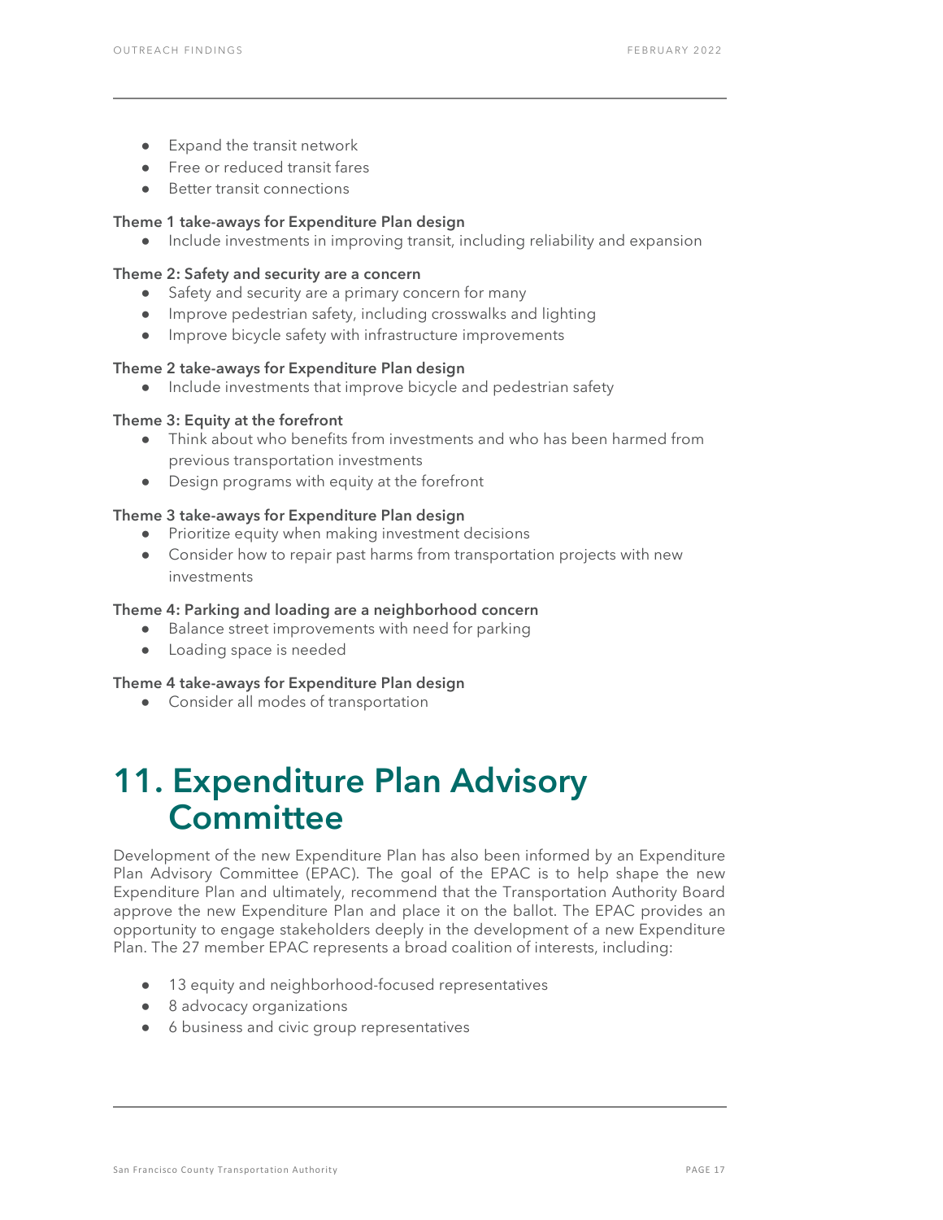- Expand the transit network
- Free or reduced transit fares
- Better transit connections

**Theme 1 take-aways for Expenditure Plan design**

- Include investments in improving transit, including reliability and expansion

**Theme 2: Safety and security are a concern**

- Safety and security are a primary concern for many
- Improve pedestrian safety, including crosswalks and lighting
- Improve bicycle safety with infrastructure improvements

**Theme 2 take-aways for Expenditure Plan design**

- Include investments that improve bicycle and pedestrian safety

**Theme 3: Equity at the forefront**

- Think about who benefits from investments and who has been harmed from previous transportation investments
- Design programs with equity at the forefront

**Theme 3 take-aways for Expenditure Plan design**

- Prioritize equity when making investment decisions
- Consider how to repair past harms from transportation projects with new investments

**Theme 4: Parking and loading are a neighborhood concern**

- Balance street improvements with need for parking
- Loading space is needed

**Theme 4 take-aways for Expenditure Plan design**

- Consider all modes of transportation

# 11. Expenditure Plan Advisory Committee

Development of the new Expenditure Plan has also been informed by an Expenditure Plan Advisory Committee (EPAC). The goal of the EPAC is to help shape the new Expenditure Plan and ultimately, recommend that the Transportation Authority Board approve the new Expenditure Plan and place it on the ballot. The EPAC provides an opportunity to engage stakeholders deeply in the development of a new Expenditure Plan. The 27 member EPAC represents a broad coalition of interests, including:

- 13 equity and neighborhood-focused representatives
- 8 advocacy organizations
- 6 business and civic group representatives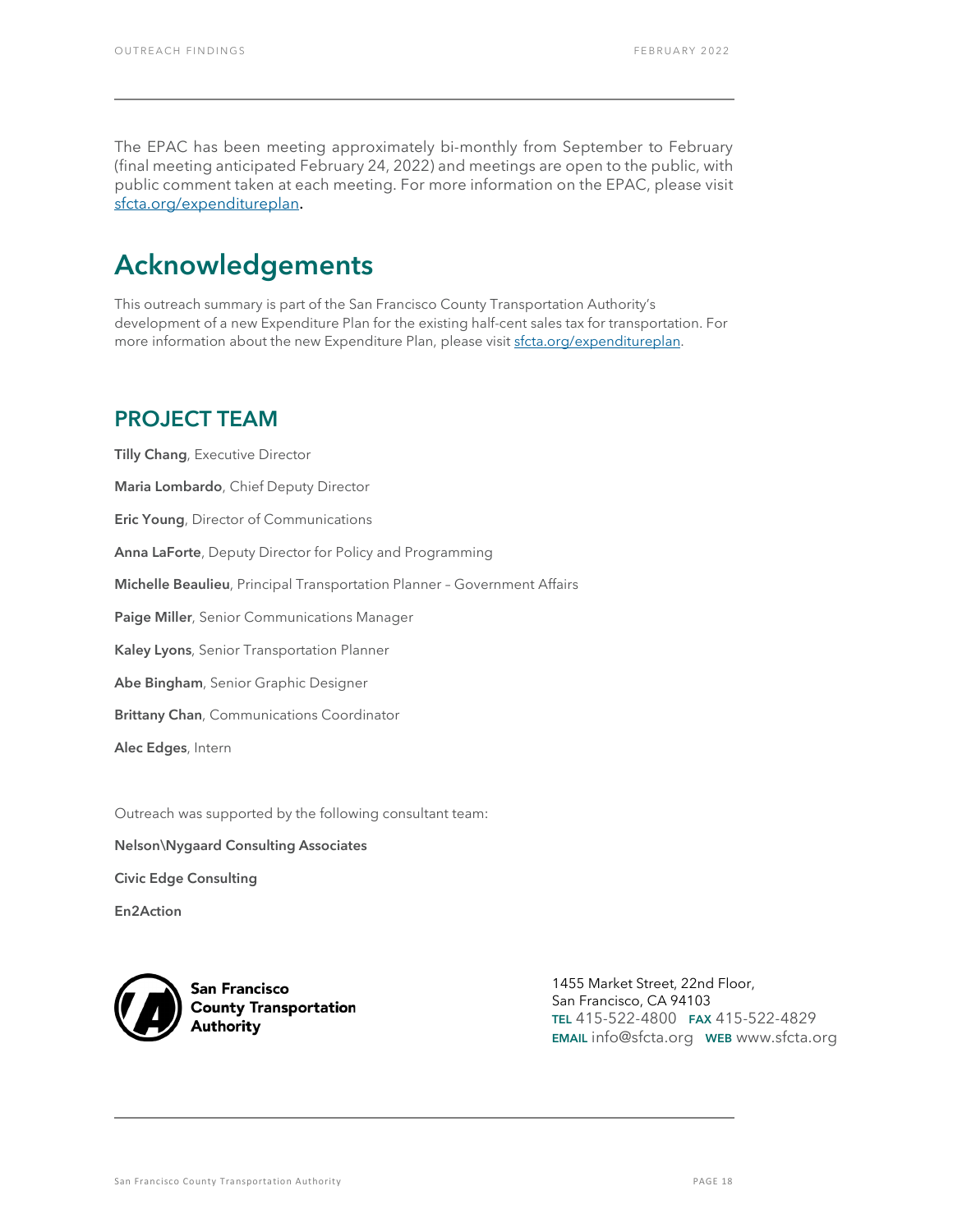The EPAC has been meeting approximately bi-monthly from September to February (final meeting anticipated February 24, 2022) and meetings are open to the public, with public comment taken at each meeting. For more information on the EPAC, please visit sfcta.org/expenditureplan.

# Acknowledgements

This outreach summary is part of the San Francisco County Transportation Authority's development of a new Expenditure Plan for the existing half-cent sales tax for transportation. For more information about the new Expenditure Plan, please visit sfcta.org/expenditureplan.

## PROJECT TEAM

**Tilly Chang**, Executive Director

**Maria Lombardo**, Chief Deputy Director

**Eric Young**, Director of Communications

**Anna LaForte**, Deputy Director for Policy and Programming

**Michelle Beaulieu**, Principal Transportation Planner – Government Affairs

**Paige Miller**, Senior Communications Manager

**Kaley Lyons**, Senior Transportation Planner

**Abe Bingham**, Senior Graphic Designer

**Brittany Chan**, Communications Coordinator

**Alec Edges**, Intern

Outreach was supported by the following consultant team:

**Nelson\Nygaard Consulting Associates**

**Civic Edge Consulting**

**En2Action**

**San Francisco County Transportation Authority**

1455 Market Street, 22nd Floor,
San Francisco, CA 94103
**TEL** 415-522-4800 **FAX** 415-522-4829
**EMAIL** info@sfcta.org **WEB** www.sfcta.org